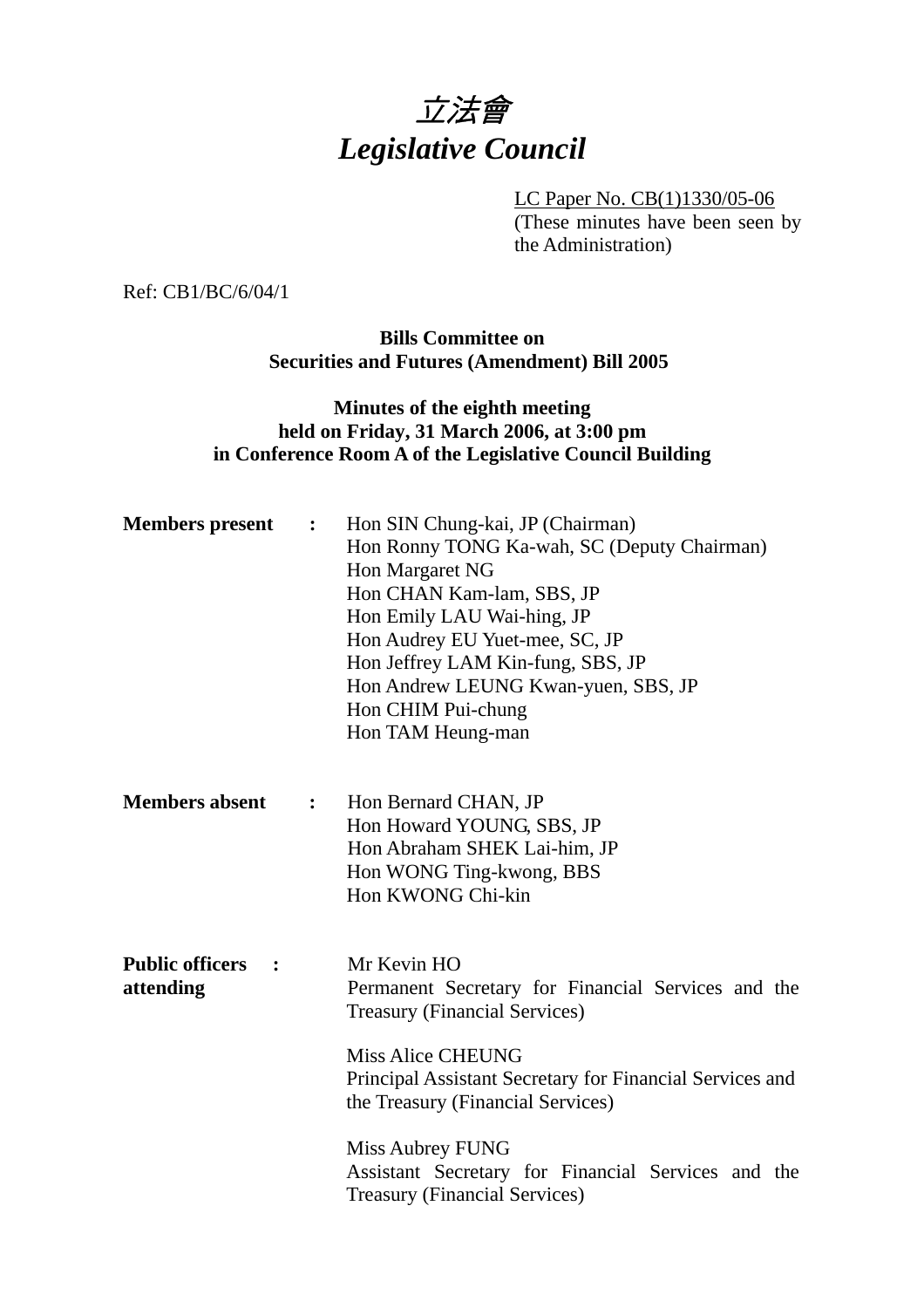# *立法會*
# *Legislative Council*

LC Paper No. CB(1)1330/05-06
(These minutes have been seen by the Administration)

Ref: CB1/BC/6/04/1

**Bills Committee on**
**Securities and Futures (Amendment) Bill 2005**

**Minutes of the eighth meeting**
**held on Friday, 31 March 2006, at 3:00 pm**
**in Conference Room A of the Legislative Council Building**

**Members present :**
Hon SIN Chung-kai, JP (Chairman)
Hon Ronny TONG Ka-wah, SC (Deputy Chairman)
Hon Margaret NG
Hon CHAN Kam-lam, SBS, JP
Hon Emily LAU Wai-hing, JP
Hon Audrey EU Yuet-mee, SC, JP
Hon Jeffrey LAM Kin-fung, SBS, JP
Hon Andrew LEUNG Kwan-yuen, SBS, JP
Hon CHIM Pui-chung
Hon TAM Heung-man

**Members absent :**
Hon Bernard CHAN, JP
Hon Howard YOUNG, SBS, JP
Hon Abraham SHEK Lai-him, JP
Hon WONG Ting-kwong, BBS
Hon KWONG Chi-kin

**Public officers attending :**
Mr Kevin HO
Permanent Secretary for Financial Services and the Treasury (Financial Services)

Miss Alice CHEUNG
Principal Assistant Secretary for Financial Services and the Treasury (Financial Services)

Miss Aubrey FUNG
Assistant Secretary for Financial Services and the Treasury (Financial Services)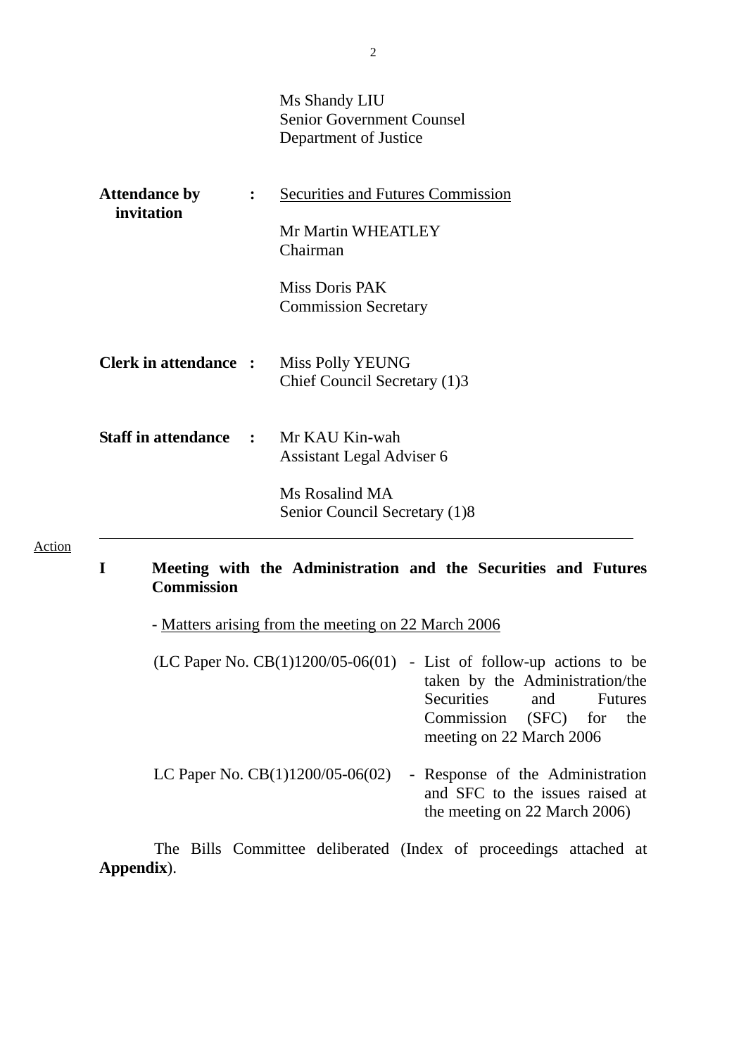Ms Shandy LIU
Senior Government Counsel
Department of Justice

**Attendance by invitation** : <u>Securities and Futures Commission</u>

Mr Martin WHEATLEY
Chairman

Miss Doris PAK
Commission Secretary

**Clerk in attendance** : Miss Polly YEUNG
Chief Council Secretary (1)3

**Staff in attendance** : Mr KAU Kin-wah
Assistant Legal Adviser 6

Ms Rosalind MA
Senior Council Secretary (1)8

---

Action

## I Meeting with the Administration and the Securities and Futures Commission

- <u>Matters arising from the meeting on 22 March 2006</u>

(LC Paper No. CB(1)1200/05-06(01) - List of follow-up actions to be taken by the Administration/the Securities and Futures Commission (SFC) for the meeting on 22 March 2006

LC Paper No. CB(1)1200/05-06(02) - Response of the Administration and SFC to the issues raised at the meeting on 22 March 2006)

The Bills Committee deliberated (Index of proceedings attached at **Appendix**).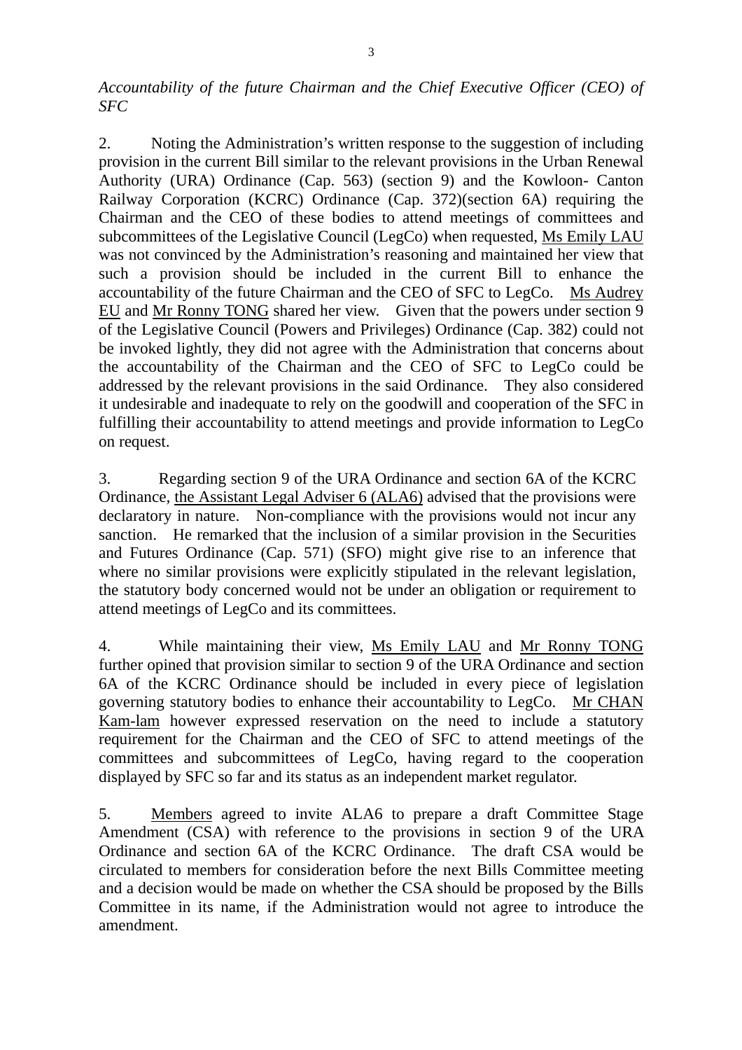*Accountability of the future Chairman and the Chief Executive Officer (CEO) of SFC*

2. Noting the Administration's written response to the suggestion of including provision in the current Bill similar to the relevant provisions in the Urban Renewal Authority (URA) Ordinance (Cap. 563) (section 9) and the Kowloon- Canton Railway Corporation (KCRC) Ordinance (Cap. 372)(section 6A) requiring the Chairman and the CEO of these bodies to attend meetings of committees and subcommittees of the Legislative Council (LegCo) when requested, Ms Emily LAU was not convinced by the Administration's reasoning and maintained her view that such a provision should be included in the current Bill to enhance the accountability of the future Chairman and the CEO of SFC to LegCo. Ms Audrey EU and Mr Ronny TONG shared her view. Given that the powers under section 9 of the Legislative Council (Powers and Privileges) Ordinance (Cap. 382) could not be invoked lightly, they did not agree with the Administration that concerns about the accountability of the Chairman and the CEO of SFC to LegCo could be addressed by the relevant provisions in the said Ordinance. They also considered it undesirable and inadequate to rely on the goodwill and cooperation of the SFC in fulfilling their accountability to attend meetings and provide information to LegCo on request.

3. Regarding section 9 of the URA Ordinance and section 6A of the KCRC Ordinance, the Assistant Legal Adviser 6 (ALA6) advised that the provisions were declaratory in nature. Non-compliance with the provisions would not incur any sanction. He remarked that the inclusion of a similar provision in the Securities and Futures Ordinance (Cap. 571) (SFO) might give rise to an inference that where no similar provisions were explicitly stipulated in the relevant legislation, the statutory body concerned would not be under an obligation or requirement to attend meetings of LegCo and its committees.

4. While maintaining their view, Ms Emily LAU and Mr Ronny TONG further opined that provision similar to section 9 of the URA Ordinance and section 6A of the KCRC Ordinance should be included in every piece of legislation governing statutory bodies to enhance their accountability to LegCo. Mr CHAN Kam-lam however expressed reservation on the need to include a statutory requirement for the Chairman and the CEO of SFC to attend meetings of the committees and subcommittees of LegCo, having regard to the cooperation displayed by SFC so far and its status as an independent market regulator.

5. Members agreed to invite ALA6 to prepare a draft Committee Stage Amendment (CSA) with reference to the provisions in section 9 of the URA Ordinance and section 6A of the KCRC Ordinance. The draft CSA would be circulated to members for consideration before the next Bills Committee meeting and a decision would be made on whether the CSA should be proposed by the Bills Committee in its name, if the Administration would not agree to introduce the amendment.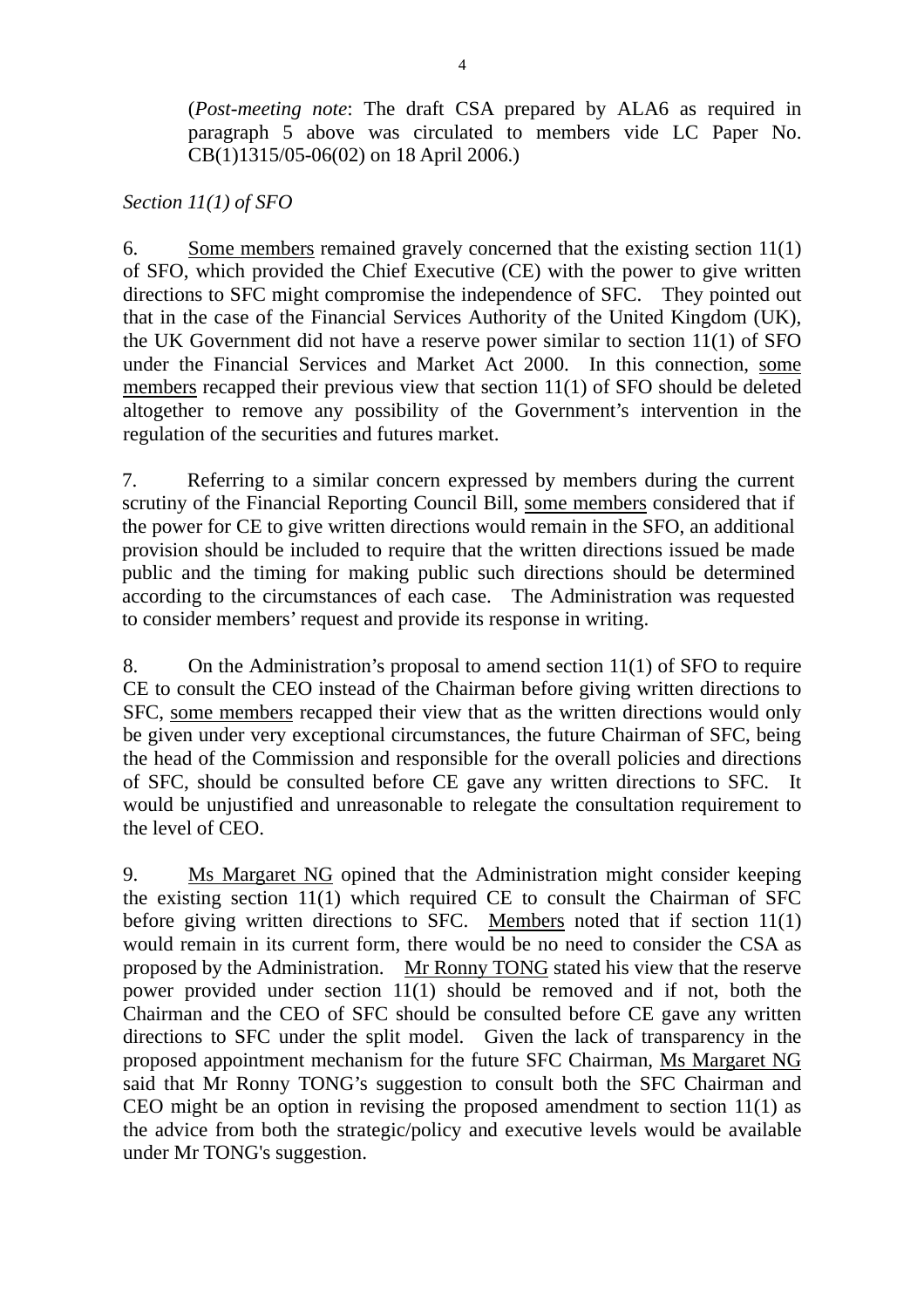(*Post-meeting note*: The draft CSA prepared by ALA6 as required in paragraph 5 above was circulated to members vide LC Paper No. CB(1)1315/05-06(02) on 18 April 2006.)

*Section 11(1) of SFO*

6. Some members remained gravely concerned that the existing section 11(1) of SFO, which provided the Chief Executive (CE) with the power to give written directions to SFC might compromise the independence of SFC. They pointed out that in the case of the Financial Services Authority of the United Kingdom (UK), the UK Government did not have a reserve power similar to section 11(1) of SFO under the Financial Services and Market Act 2000. In this connection, some members recapped their previous view that section 11(1) of SFO should be deleted altogether to remove any possibility of the Government's intervention in the regulation of the securities and futures market.

7. Referring to a similar concern expressed by members during the current scrutiny of the Financial Reporting Council Bill, some members considered that if the power for CE to give written directions would remain in the SFO, an additional provision should be included to require that the written directions issued be made public and the timing for making public such directions should be determined according to the circumstances of each case. The Administration was requested to consider members' request and provide its response in writing.

8. On the Administration's proposal to amend section 11(1) of SFO to require CE to consult the CEO instead of the Chairman before giving written directions to SFC, some members recapped their view that as the written directions would only be given under very exceptional circumstances, the future Chairman of SFC, being the head of the Commission and responsible for the overall policies and directions of SFC, should be consulted before CE gave any written directions to SFC. It would be unjustified and unreasonable to relegate the consultation requirement to the level of CEO.

9. Ms Margaret NG opined that the Administration might consider keeping the existing section 11(1) which required CE to consult the Chairman of SFC before giving written directions to SFC. Members noted that if section 11(1) would remain in its current form, there would be no need to consider the CSA as proposed by the Administration. Mr Ronny TONG stated his view that the reserve power provided under section 11(1) should be removed and if not, both the Chairman and the CEO of SFC should be consulted before CE gave any written directions to SFC under the split model. Given the lack of transparency in the proposed appointment mechanism for the future SFC Chairman, Ms Margaret NG said that Mr Ronny TONG's suggestion to consult both the SFC Chairman and CEO might be an option in revising the proposed amendment to section 11(1) as the advice from both the strategic/policy and executive levels would be available under Mr TONG's suggestion.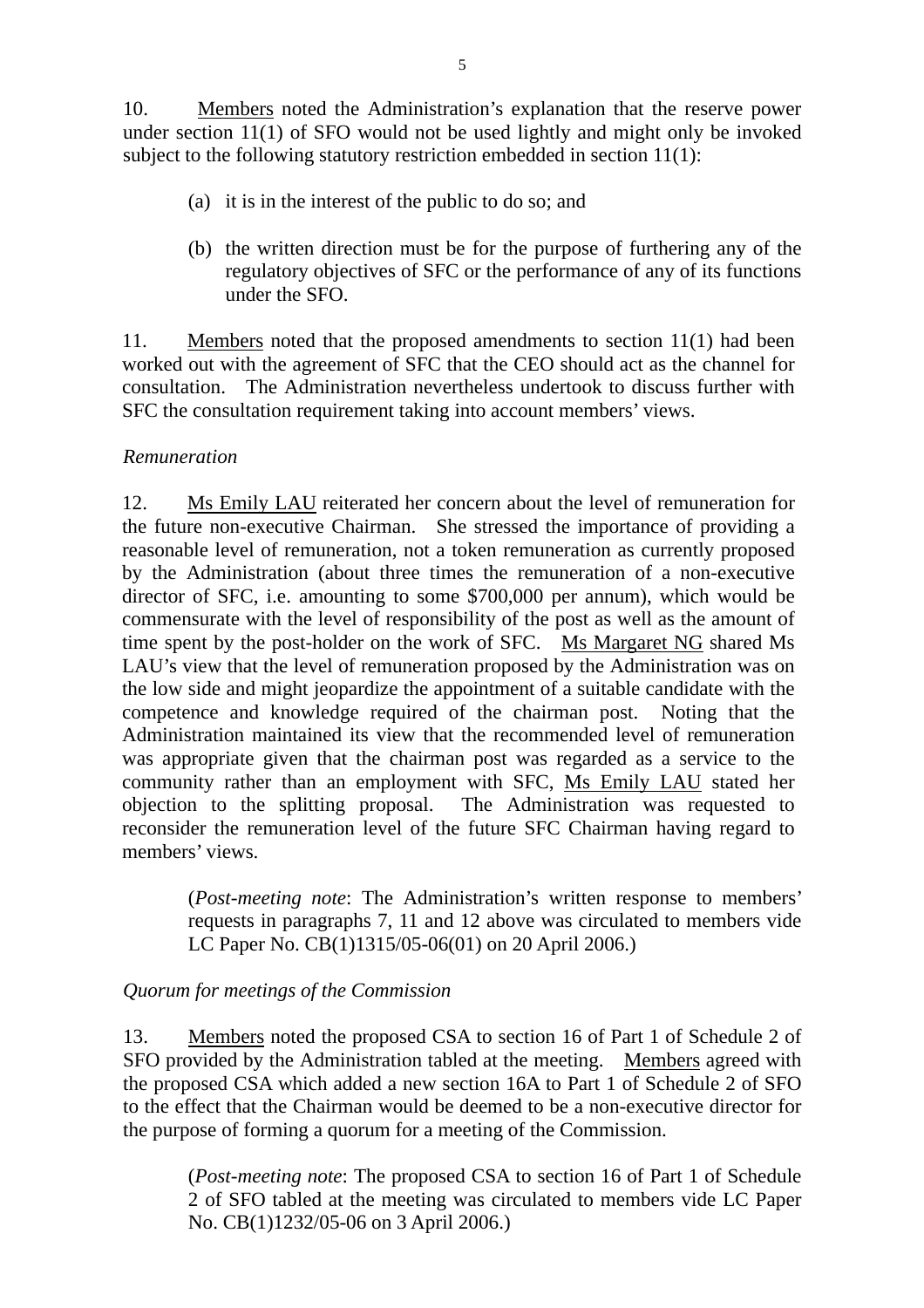10. Members noted the Administration's explanation that the reserve power under section 11(1) of SFO would not be used lightly and might only be invoked subject to the following statutory restriction embedded in section 11(1):

(a) it is in the interest of the public to do so; and

(b) the written direction must be for the purpose of furthering any of the regulatory objectives of SFC or the performance of any of its functions under the SFO.

11. Members noted that the proposed amendments to section 11(1) had been worked out with the agreement of SFC that the CEO should act as the channel for consultation. The Administration nevertheless undertook to discuss further with SFC the consultation requirement taking into account members' views.

*Remuneration*

12. Ms Emily LAU reiterated her concern about the level of remuneration for the future non-executive Chairman. She stressed the importance of providing a reasonable level of remuneration, not a token remuneration as currently proposed by the Administration (about three times the remuneration of a non-executive director of SFC, i.e. amounting to some $700,000 per annum), which would be commensurate with the level of responsibility of the post as well as the amount of time spent by the post-holder on the work of SFC. Ms Margaret NG shared Ms LAU's view that the level of remuneration proposed by the Administration was on the low side and might jeopardize the appointment of a suitable candidate with the competence and knowledge required of the chairman post. Noting that the Administration maintained its view that the recommended level of remuneration was appropriate given that the chairman post was regarded as a service to the community rather than an employment with SFC, Ms Emily LAU stated her objection to the splitting proposal. The Administration was requested to reconsider the remuneration level of the future SFC Chairman having regard to members' views.

(*Post-meeting note*: The Administration's written response to members' requests in paragraphs 7, 11 and 12 above was circulated to members vide LC Paper No. CB(1)1315/05-06(01) on 20 April 2006.)

*Quorum for meetings of the Commission*

13. Members noted the proposed CSA to section 16 of Part 1 of Schedule 2 of SFO provided by the Administration tabled at the meeting. Members agreed with the proposed CSA which added a new section 16A to Part 1 of Schedule 2 of SFO to the effect that the Chairman would be deemed to be a non-executive director for the purpose of forming a quorum for a meeting of the Commission.

(*Post-meeting note*: The proposed CSA to section 16 of Part 1 of Schedule 2 of SFO tabled at the meeting was circulated to members vide LC Paper No. CB(1)1232/05-06 on 3 April 2006.)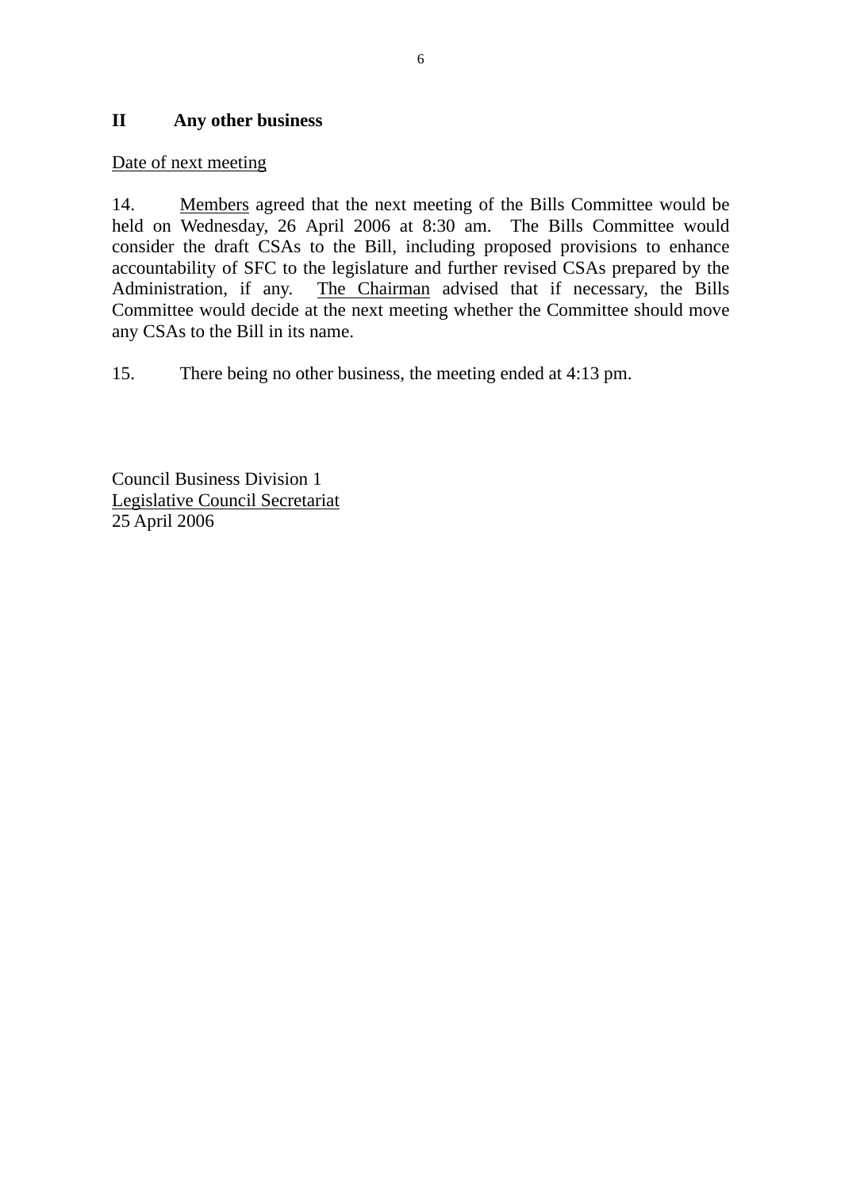## II Any other business

<u>Date of next meeting</u>

14. <u>Members</u> agreed that the next meeting of the Bills Committee would be held on Wednesday, 26 April 2006 at 8:30 am. The Bills Committee would consider the draft CSAs to the Bill, including proposed provisions to enhance accountability of SFC to the legislature and further revised CSAs prepared by the Administration, if any. <u>The Chairman</u> advised that if necessary, the Bills Committee would decide at the next meeting whether the Committee should move any CSAs to the Bill in its name.

15. There being no other business, the meeting ended at 4:13 pm.

Council Business Division 1
<u>Legislative Council Secretariat</u>
25 April 2006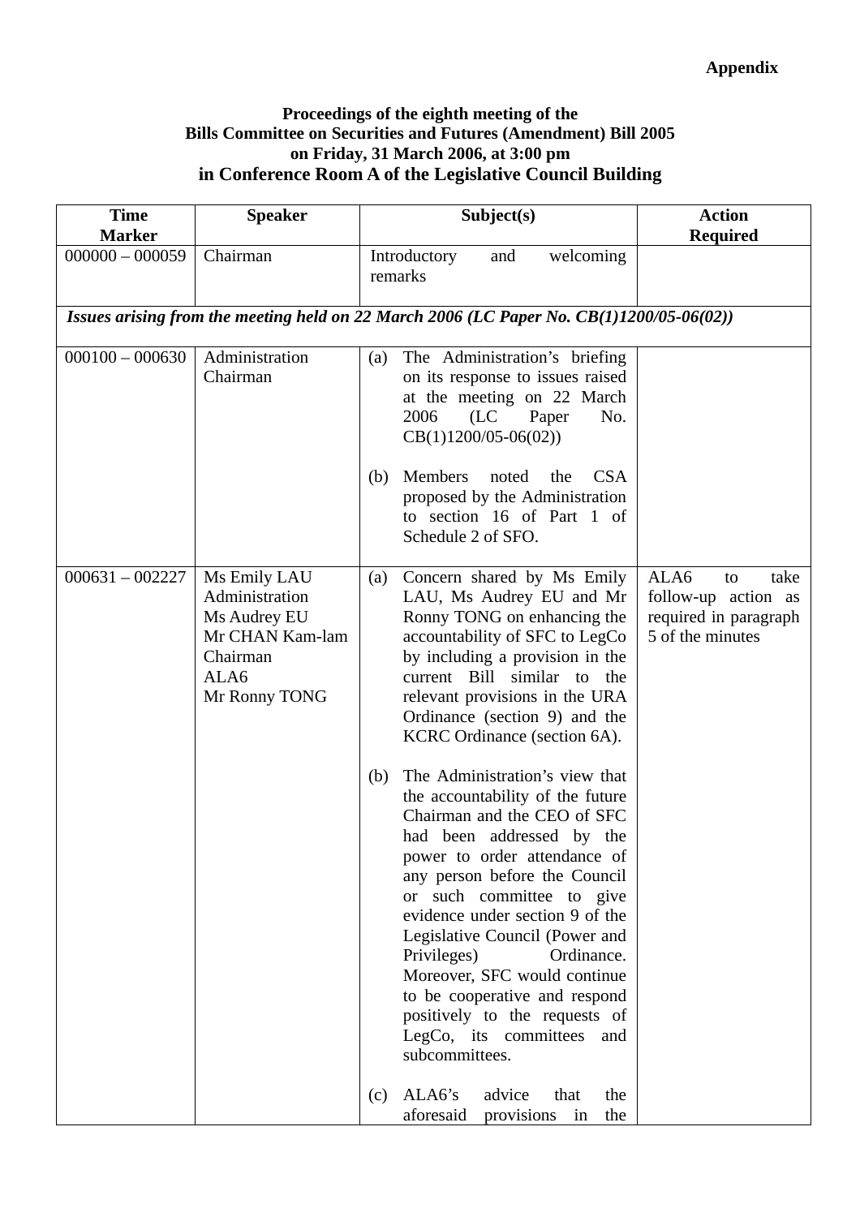**Appendix**

**Proceedings of the eighth meeting of the**
**Bills Committee on Securities and Futures (Amendment) Bill 2005**
**on Friday, 31 March 2006, at 3:00 pm**
**in Conference Room A of the Legislative Council Building**

| Time Marker | Speaker | Subject(s) | Action Required |
|---|---|---|---|
| 000000 – 000059 | Chairman | Introductory and welcoming remarks | |
| ***Issues arising from the meeting held on 22 March 2006 (LC Paper No. CB(1)1200/05-06(02))*** | | | |
| 000100 – 000630 | Administration<br>Chairman | (a) The Administration's briefing on its response to issues raised at the meeting on 22 March 2006 (LC Paper No. CB(1)1200/05-06(02))<br><br>(b) Members noted the CSA proposed by the Administration to section 16 of Part 1 of Schedule 2 of SFO. | |
| 000631 – 002227 | Ms Emily LAU<br>Administration<br>Ms Audrey EU<br>Mr CHAN Kam-lam<br>Chairman<br>ALA6<br>Mr Ronny TONG | (a) Concern shared by Ms Emily LAU, Ms Audrey EU and Mr Ronny TONG on enhancing the accountability of SFC to LegCo by including a provision in the current Bill similar to the relevant provisions in the URA Ordinance (section 9) and the KCRC Ordinance (section 6A).<br><br>(b) The Administration's view that the accountability of the future Chairman and the CEO of SFC had been addressed by the power to order attendance of any person before the Council or such committee to give evidence under section 9 of the Legislative Council (Power and Privileges) Ordinance. Moreover, SFC would continue to be cooperative and respond positively to the requests of LegCo, its committees and subcommittees.<br><br>(c) ALA6's advice that the aforesaid provisions in the | ALA6 to take follow-up action as required in paragraph 5 of the minutes |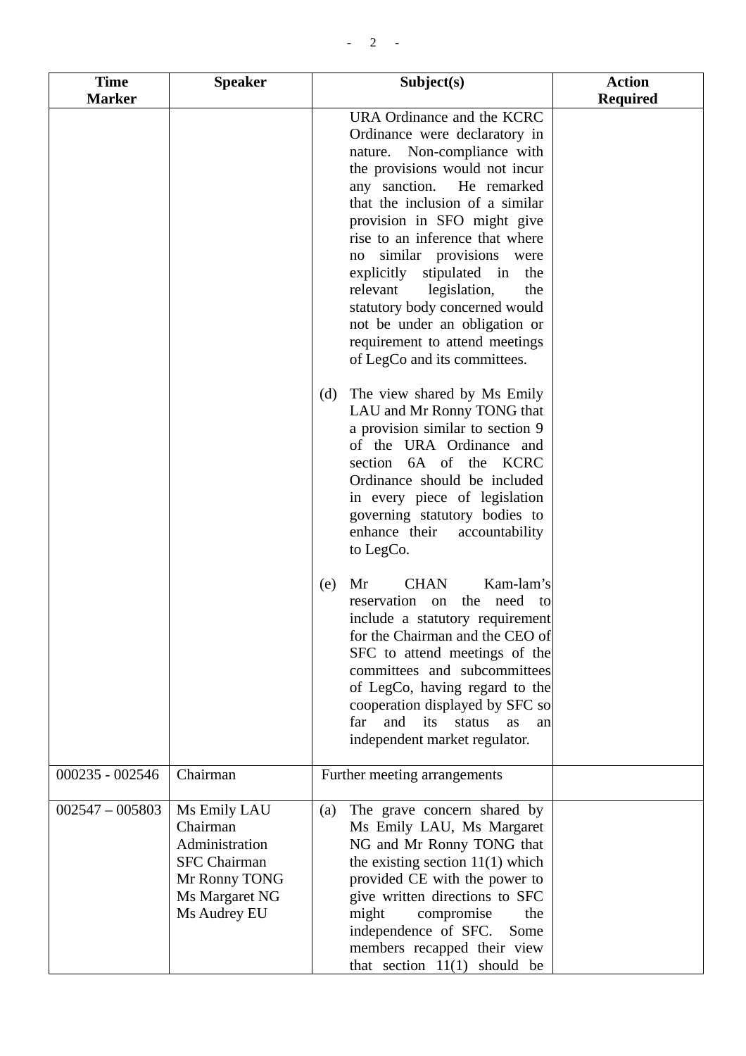| Time Marker | Speaker | Subject(s) | Action Required |
|---|---|---|---|
| | | URA Ordinance and the KCRC Ordinance were declaratory in nature. Non-compliance with the provisions would not incur any sanction. He remarked that the inclusion of a similar provision in SFO might give rise to an inference that where no similar provisions were explicitly stipulated in the relevant legislation, the statutory body concerned would not be under an obligation or requirement to attend meetings of LegCo and its committees.<br><br>(d) The view shared by Ms Emily LAU and Mr Ronny TONG that a provision similar to section 9 of the URA Ordinance and section 6A of the KCRC Ordinance should be included in every piece of legislation governing statutory bodies to enhance their accountability to LegCo.<br><br>(e) Mr CHAN Kam-lam's reservation on the need to include a statutory requirement for the Chairman and the CEO of SFC to attend meetings of the committees and subcommittees of LegCo, having regard to the cooperation displayed by SFC so far and its status as an independent market regulator. | |
| 000235 - 002546 | Chairman | Further meeting arrangements | |
| 002547 – 005803 | Ms Emily LAU<br>Chairman<br>Administration<br>SFC Chairman<br>Mr Ronny TONG<br>Ms Margaret NG<br>Ms Audrey EU | (a) The grave concern shared by Ms Emily LAU, Ms Margaret NG and Mr Ronny TONG that the existing section 11(1) which provided CE with the power to give written directions to SFC might compromise the independence of SFC. Some members recapped their view that section 11(1) should be | |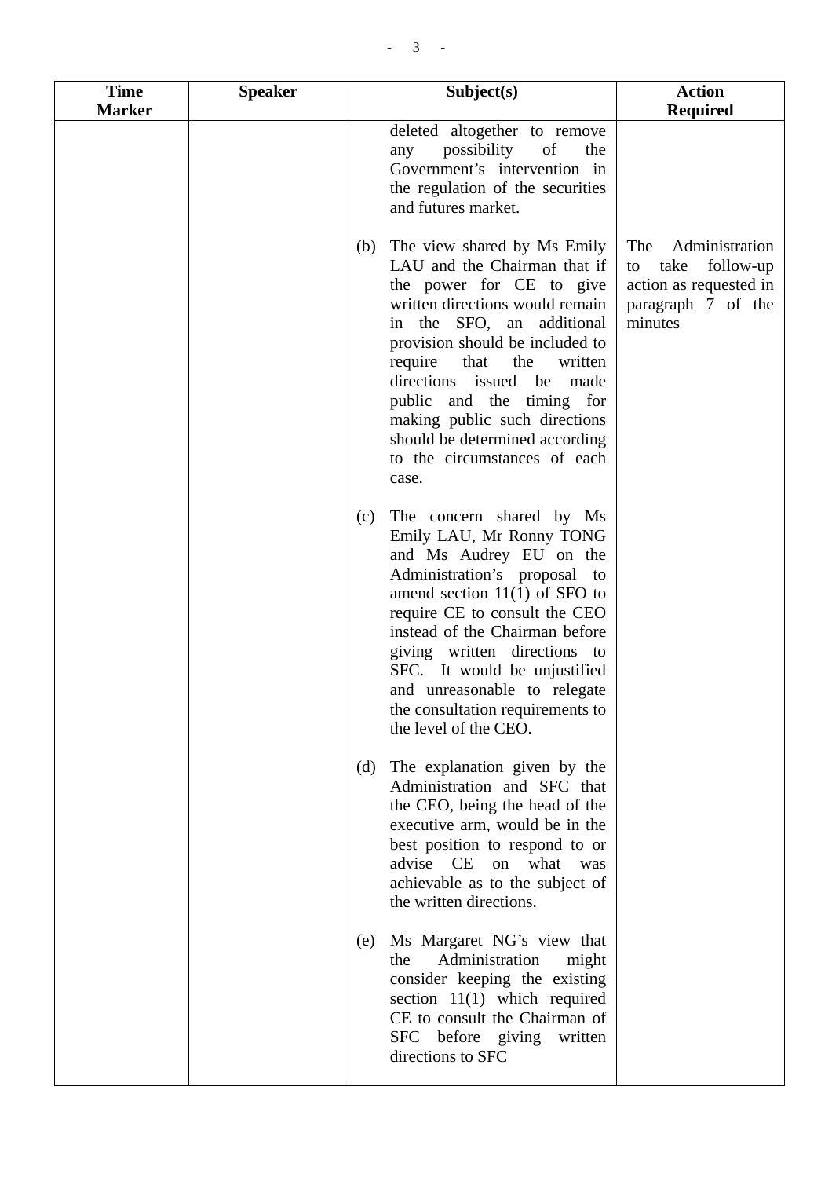| Time Marker | Speaker | Subject(s) | Action Required |
|---|---|---|---|
| | | deleted altogether to remove any possibility of the Government's intervention in the regulation of the securities and futures market. | |
| | | (b) The view shared by Ms Emily LAU and the Chairman that if the power for CE to give written directions would remain in the SFO, an additional provision should be included to require that the written directions issued be made public and the timing for making public such directions should be determined according to the circumstances of each case. | The Administration to take follow-up action as requested in paragraph 7 of the minutes |
| | | (c) The concern shared by Ms Emily LAU, Mr Ronny TONG and Ms Audrey EU on the Administration's proposal to amend section 11(1) of SFO to require CE to consult the CEO instead of the Chairman before giving written directions to SFC. It would be unjustified and unreasonable to relegate the consultation requirements to the level of the CEO. | |
| | | (d) The explanation given by the Administration and SFC that the CEO, being the head of the executive arm, would be in the best position to respond to or advise CE on what was achievable as to the subject of the written directions. | |
| | | (e) Ms Margaret NG's view that the Administration might consider keeping the existing section 11(1) which required CE to consult the Chairman of SFC before giving written directions to SFC | |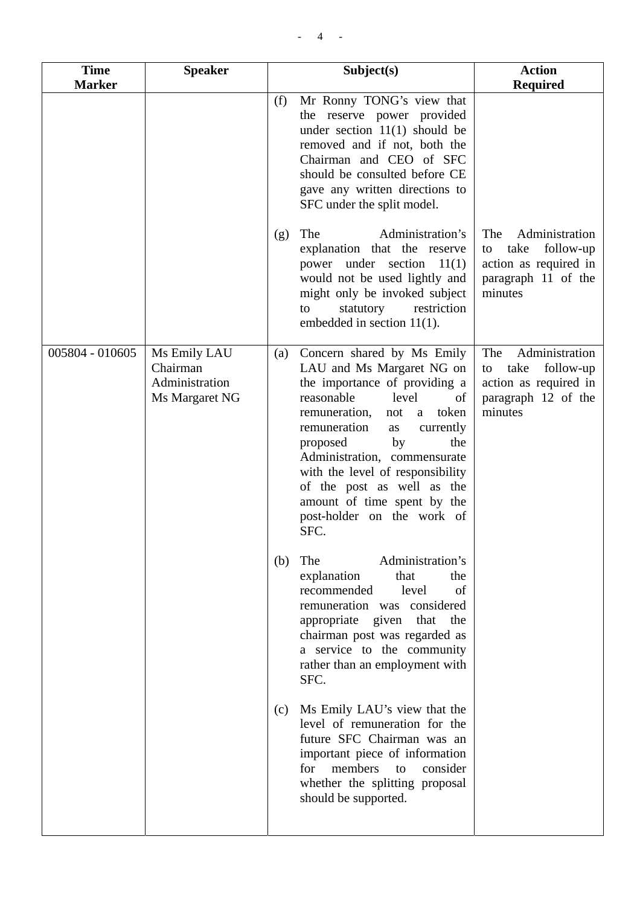| Time Marker | Speaker | Subject(s) | Action Required |
|---|---|---|---|
| | | (f) Mr Ronny TONG's view that the reserve power provided under section 11(1) should be removed and if not, both the Chairman and CEO of SFC should be consulted before CE gave any written directions to SFC under the split model. | |
| | | (g) The Administration's explanation that the reserve power under section 11(1) would not be used lightly and might only be invoked subject to statutory restriction embedded in section 11(1). | The Administration to take follow-up action as required in paragraph 11 of the minutes |
| 005804 - 010605 | Ms Emily LAU<br>Chairman<br>Administration<br>Ms Margaret NG | (a) Concern shared by Ms Emily LAU and Ms Margaret NG on the importance of providing a reasonable level of remuneration, not a token remuneration as currently proposed by the Administration, commensurate with the level of responsibility of the post as well as the amount of time spent by the post-holder on the work of SFC.<br><br>(b) The Administration's explanation that the recommended level of remuneration was considered appropriate given that the chairman post was regarded as a service to the community rather than an employment with SFC.<br><br>(c) Ms Emily LAU's view that the level of remuneration for the future SFC Chairman was an important piece of information for members to consider whether the splitting proposal should be supported. | The Administration to take follow-up action as required in paragraph 12 of the minutes |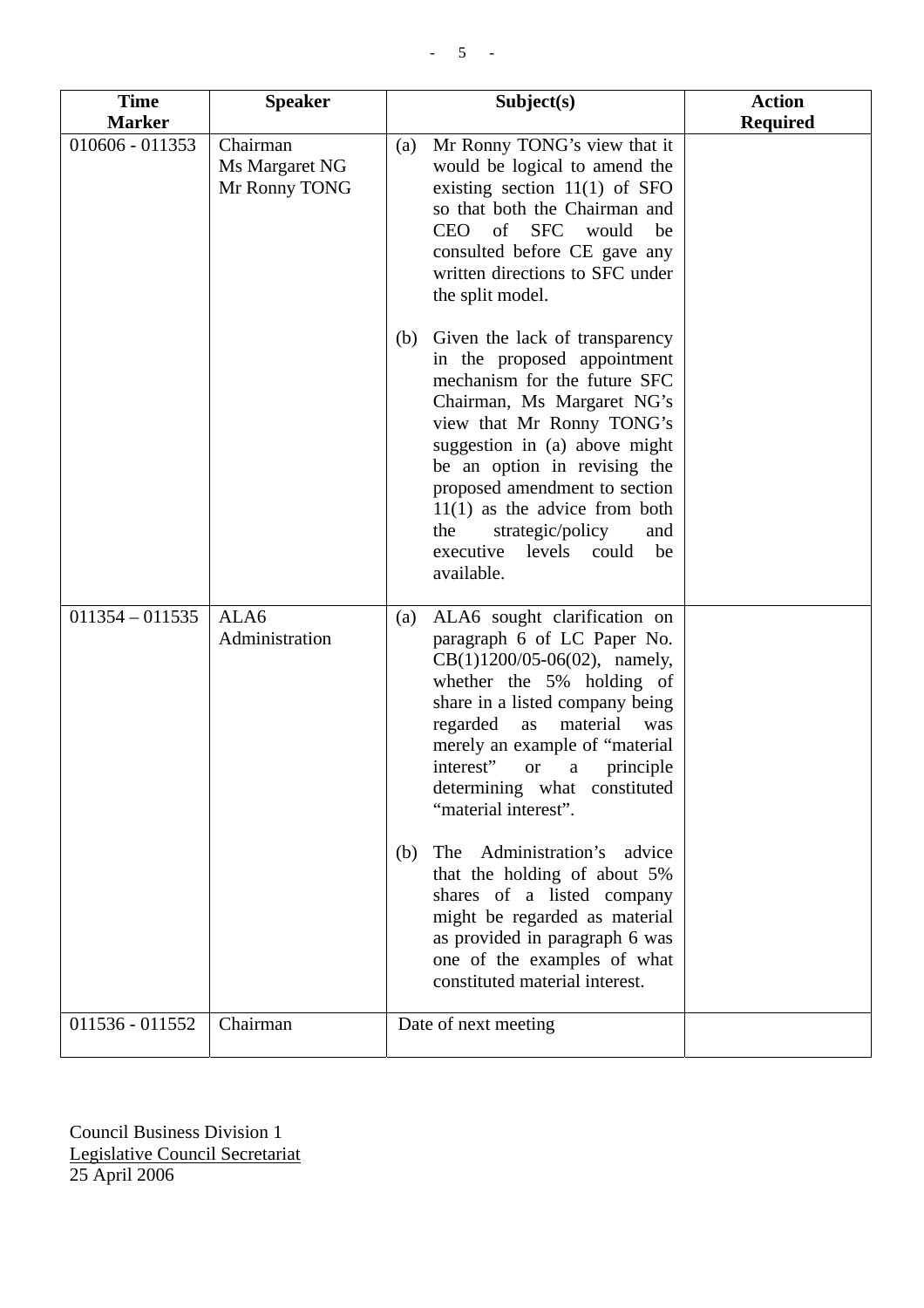| Time Marker | Speaker | Subject(s) | Action Required |
| --- | --- | --- | --- |
| 010606 - 011353 | Chairman<br>Ms Margaret NG<br>Mr Ronny TONG | (a) Mr Ronny TONG's view that it would be logical to amend the existing section 11(1) of SFO so that both the Chairman and CEO of SFC would be consulted before CE gave any written directions to SFC under the split model.<br><br>(b) Given the lack of transparency in the proposed appointment mechanism for the future SFC Chairman, Ms Margaret NG's view that Mr Ronny TONG's suggestion in (a) above might be an option in revising the proposed amendment to section 11(1) as the advice from both the strategic/policy and executive levels could be available. | |
| 011354 – 011535 | ALA6<br>Administration | (a) ALA6 sought clarification on paragraph 6 of LC Paper No. CB(1)1200/05-06(02), namely, whether the 5% holding of share in a listed company being regarded as material was merely an example of "material interest" or a principle determining what constituted "material interest".<br><br>(b) The Administration's advice that the holding of about 5% shares of a listed company might be regarded as material as provided in paragraph 6 was one of the examples of what constituted material interest. | |
| 011536 - 011552 | Chairman | Date of next meeting | |

Council Business Division 1
Legislative Council Secretariat
25 April 2006